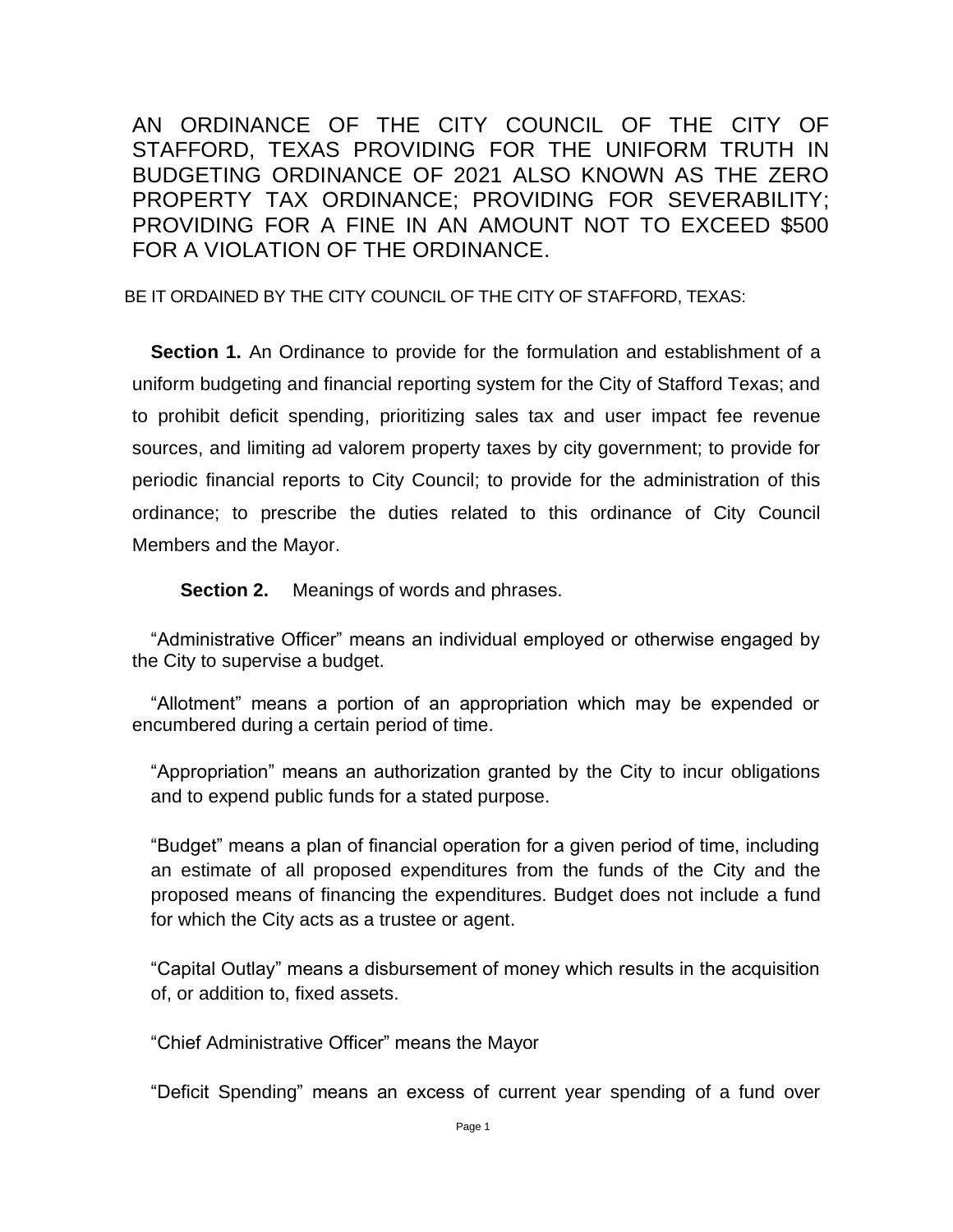# AN ORDINANCE OF THE CITY COUNCIL OF THE CITY OF STAFFORD, TEXAS PROVIDING FOR THE UNIFORM TRUTH IN BUDGETING ORDINANCE OF 2021 ALSO KNOWN AS THE ZERO PROPERTY TAX ORDINANCE; PROVIDING FOR SEVERABILITY; PROVIDING FOR A FINE IN AN AMOUNT NOT TO EXCEED $500 FOR A VIOLATION OF THE ORDINANCE.

BE IT ORDAINED BY THE CITY COUNCIL OF THE CITY OF STAFFORD, TEXAS:

**Section 1.** An Ordinance to provide for the formulation and establishment of a uniform budgeting and financial reporting system for the City of Stafford Texas; and to prohibit deficit spending, prioritizing sales tax and user impact fee revenue sources, and limiting ad valorem property taxes by city government; to provide for periodic financial reports to City Council; to provide for the administration of this ordinance; to prescribe the duties related to this ordinance of City Council Members and the Mayor.

**Section 2.** Meanings of words and phrases.

"Administrative Officer" means an individual employed or otherwise engaged by the City to supervise a budget.

"Allotment" means a portion of an appropriation which may be expended or encumbered during a certain period of time.

"Appropriation" means an authorization granted by the City to incur obligations and to expend public funds for a stated purpose.

"Budget" means a plan of financial operation for a given period of time, including an estimate of all proposed expenditures from the funds of the City and the proposed means of financing the expenditures. Budget does not include a fund for which the City acts as a trustee or agent.

"Capital Outlay" means a disbursement of money which results in the acquisition of, or addition to, fixed assets.

"Chief Administrative Officer" means the Mayor

"Deficit Spending" means an excess of current year spending of a fund over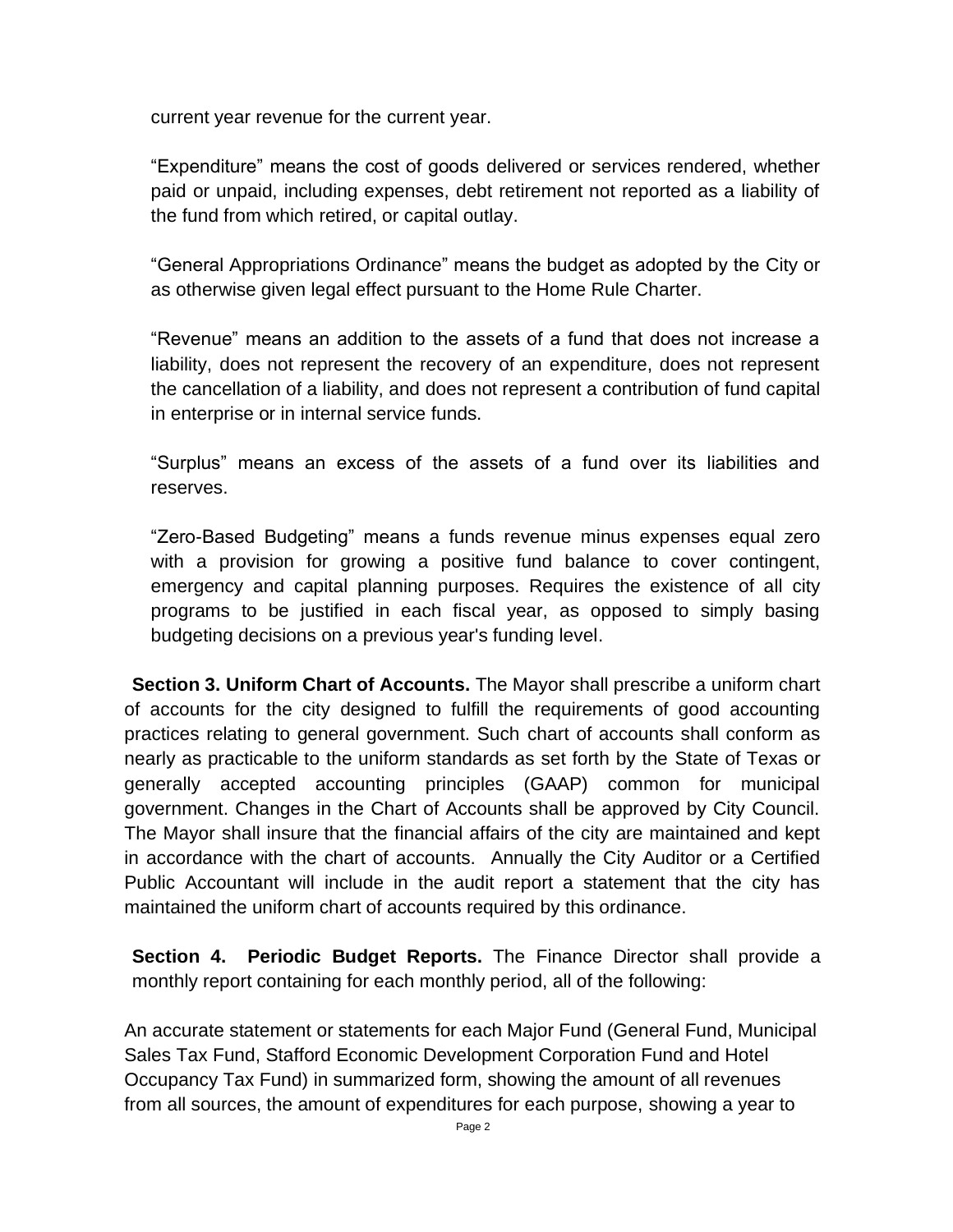current year revenue for the current year.

"Expenditure" means the cost of goods delivered or services rendered, whether paid or unpaid, including expenses, debt retirement not reported as a liability of the fund from which retired, or capital outlay.

"General Appropriations Ordinance" means the budget as adopted by the City or as otherwise given legal effect pursuant to the Home Rule Charter.

"Revenue" means an addition to the assets of a fund that does not increase a liability, does not represent the recovery of an expenditure, does not represent the cancellation of a liability, and does not represent a contribution of fund capital in enterprise or in internal service funds.

"Surplus" means an excess of the assets of a fund over its liabilities and reserves.

"Zero-Based Budgeting" means a funds revenue minus expenses equal zero with a provision for growing a positive fund balance to cover contingent, emergency and capital planning purposes. Requires the existence of all city programs to be justified in each fiscal year, as opposed to simply basing budgeting decisions on a previous year's funding level.

**Section 3. Uniform Chart of Accounts.** The Mayor shall prescribe a uniform chart of accounts for the city designed to fulfill the requirements of good accounting practices relating to general government. Such chart of accounts shall conform as nearly as practicable to the uniform standards as set forth by the State of Texas or generally accepted accounting principles (GAAP) common for municipal government. Changes in the Chart of Accounts shall be approved by City Council. The Mayor shall insure that the financial affairs of the city are maintained and kept in accordance with the chart of accounts. Annually the City Auditor or a Certified Public Accountant will include in the audit report a statement that the city has maintained the uniform chart of accounts required by this ordinance.

**Section 4. Periodic Budget Reports.** The Finance Director shall provide a monthly report containing for each monthly period, all of the following:

An accurate statement or statements for each Major Fund (General Fund, Municipal Sales Tax Fund, Stafford Economic Development Corporation Fund and Hotel Occupancy Tax Fund) in summarized form, showing the amount of all revenues from all sources, the amount of expenditures for each purpose, showing a year to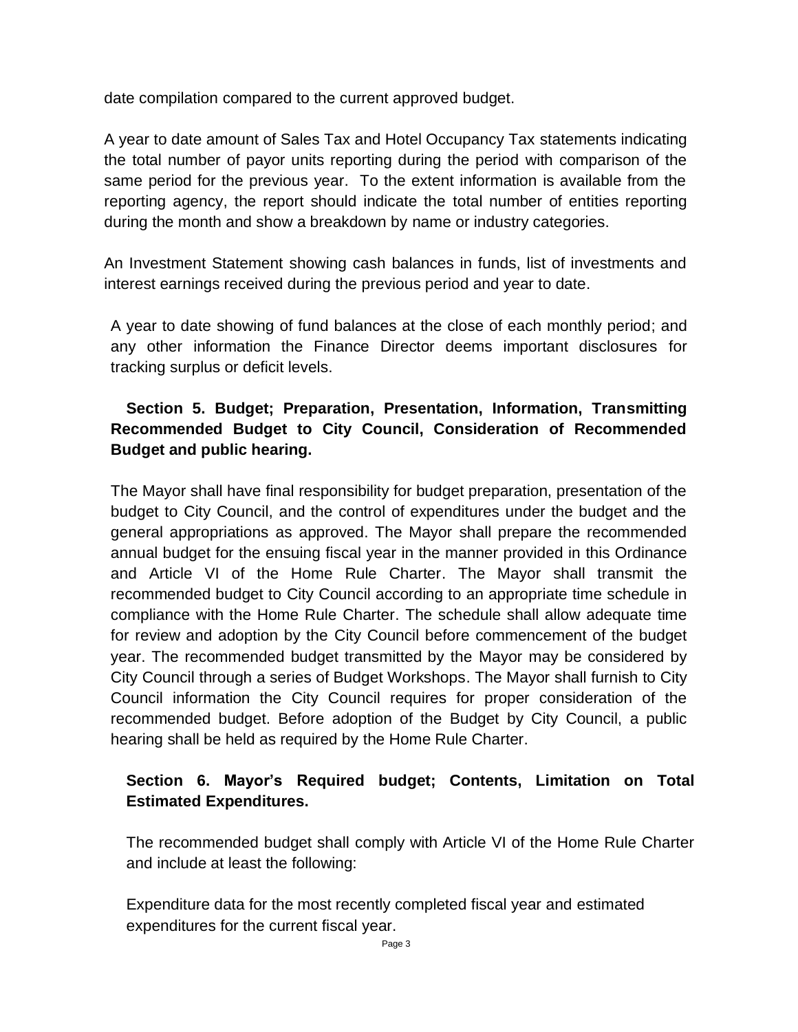date compilation compared to the current approved budget.

A year to date amount of Sales Tax and Hotel Occupancy Tax statements indicating the total number of payor units reporting during the period with comparison of the same period for the previous year. To the extent information is available from the reporting agency, the report should indicate the total number of entities reporting during the month and show a breakdown by name or industry categories.

An Investment Statement showing cash balances in funds, list of investments and interest earnings received during the previous period and year to date.

A year to date showing of fund balances at the close of each monthly period; and any other information the Finance Director deems important disclosures for tracking surplus or deficit levels.

**Section 5. Budget; Preparation, Presentation, Information, Transmitting Recommended Budget to City Council, Consideration of Recommended Budget and public hearing.**

The Mayor shall have final responsibility for budget preparation, presentation of the budget to City Council, and the control of expenditures under the budget and the general appropriations as approved. The Mayor shall prepare the recommended annual budget for the ensuing fiscal year in the manner provided in this Ordinance and Article VI of the Home Rule Charter. The Mayor shall transmit the recommended budget to City Council according to an appropriate time schedule in compliance with the Home Rule Charter. The schedule shall allow adequate time for review and adoption by the City Council before commencement of the budget year. The recommended budget transmitted by the Mayor may be considered by City Council through a series of Budget Workshops. The Mayor shall furnish to City Council information the City Council requires for proper consideration of the recommended budget. Before adoption of the Budget by City Council, a public hearing shall be held as required by the Home Rule Charter.

**Section 6. Mayor's Required budget; Contents, Limitation on Total Estimated Expenditures.**

The recommended budget shall comply with Article VI of the Home Rule Charter and include at least the following:

Expenditure data for the most recently completed fiscal year and estimated expenditures for the current fiscal year.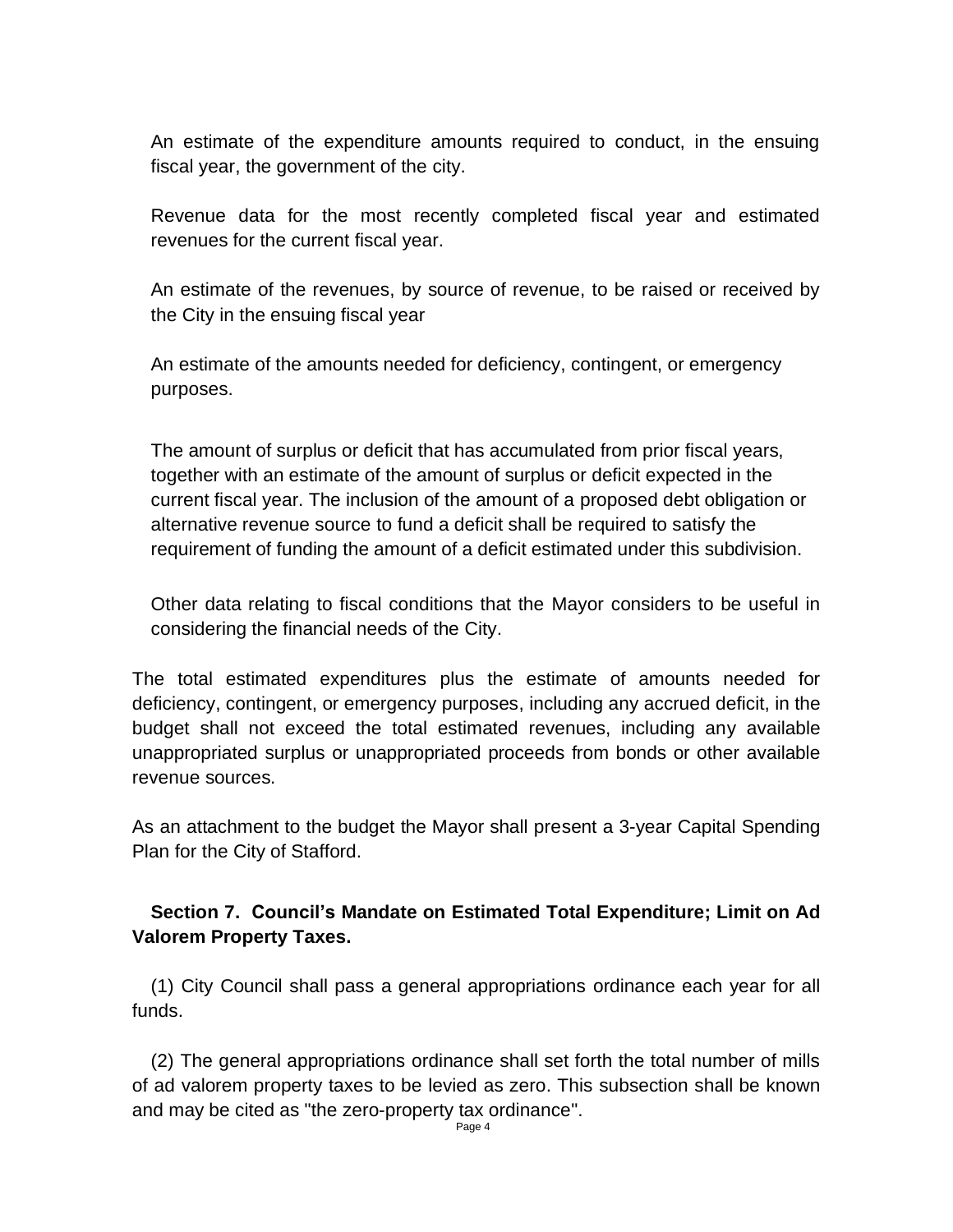An estimate of the expenditure amounts required to conduct, in the ensuing fiscal year, the government of the city.

Revenue data for the most recently completed fiscal year and estimated revenues for the current fiscal year.

An estimate of the revenues, by source of revenue, to be raised or received by the City in the ensuing fiscal year

An estimate of the amounts needed for deficiency, contingent, or emergency purposes.

The amount of surplus or deficit that has accumulated from prior fiscal years, together with an estimate of the amount of surplus or deficit expected in the current fiscal year. The inclusion of the amount of a proposed debt obligation or alternative revenue source to fund a deficit shall be required to satisfy the requirement of funding the amount of a deficit estimated under this subdivision.

Other data relating to fiscal conditions that the Mayor considers to be useful in considering the financial needs of the City.

The total estimated expenditures plus the estimate of amounts needed for deficiency, contingent, or emergency purposes, including any accrued deficit, in the budget shall not exceed the total estimated revenues, including any available unappropriated surplus or unappropriated proceeds from bonds or other available revenue sources.

As an attachment to the budget the Mayor shall present a 3-year Capital Spending Plan for the City of Stafford.

**Section 7. Council's Mandate on Estimated Total Expenditure; Limit on Ad Valorem Property Taxes.**

(1) City Council shall pass a general appropriations ordinance each year for all funds.

(2) The general appropriations ordinance shall set forth the total number of mills of ad valorem property taxes to be levied as zero. This subsection shall be known and may be cited as "the zero-property tax ordinance".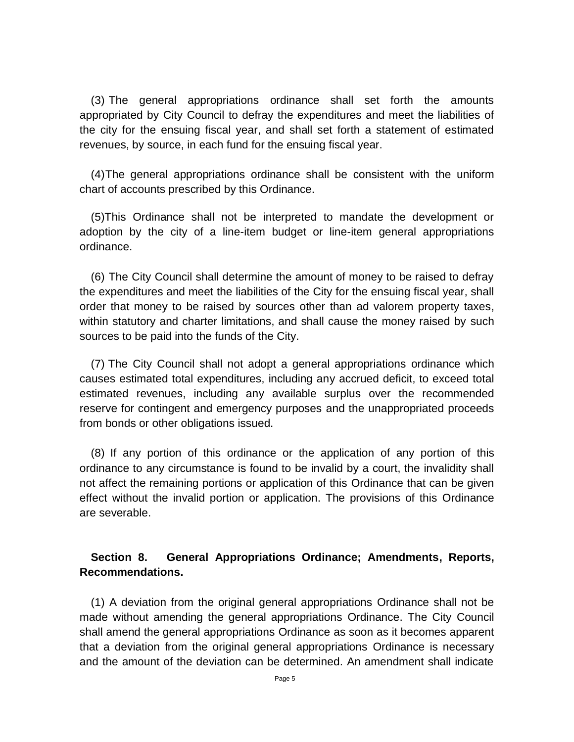(3) The general appropriations ordinance shall set forth the amounts appropriated by City Council to defray the expenditures and meet the liabilities of the city for the ensuing fiscal year, and shall set forth a statement of estimated revenues, by source, in each fund for the ensuing fiscal year.

(4)The general appropriations ordinance shall be consistent with the uniform chart of accounts prescribed by this Ordinance.

(5)This Ordinance shall not be interpreted to mandate the development or adoption by the city of a line-item budget or line-item general appropriations ordinance.

(6) The City Council shall determine the amount of money to be raised to defray the expenditures and meet the liabilities of the City for the ensuing fiscal year, shall order that money to be raised by sources other than ad valorem property taxes, within statutory and charter limitations, and shall cause the money raised by such sources to be paid into the funds of the City.

(7) The City Council shall not adopt a general appropriations ordinance which causes estimated total expenditures, including any accrued deficit, to exceed total estimated revenues, including any available surplus over the recommended reserve for contingent and emergency purposes and the unappropriated proceeds from bonds or other obligations issued.

(8) If any portion of this ordinance or the application of any portion of this ordinance to any circumstance is found to be invalid by a court, the invalidity shall not affect the remaining portions or application of this Ordinance that can be given effect without the invalid portion or application. The provisions of this Ordinance are severable.

**Section 8. General Appropriations Ordinance; Amendments, Reports, Recommendations.**

(1) A deviation from the original general appropriations Ordinance shall not be made without amending the general appropriations Ordinance. The City Council shall amend the general appropriations Ordinance as soon as it becomes apparent that a deviation from the original general appropriations Ordinance is necessary and the amount of the deviation can be determined. An amendment shall indicate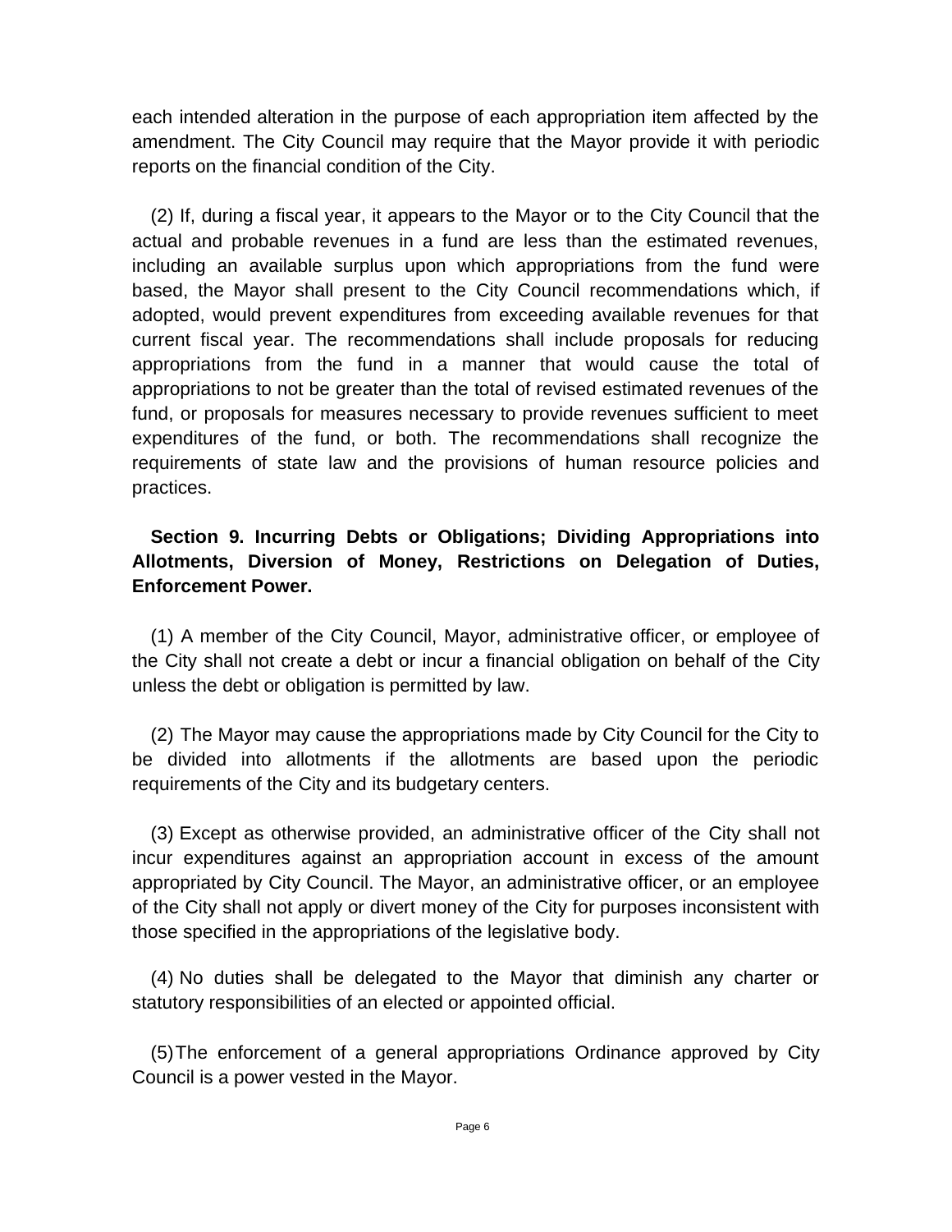each intended alteration in the purpose of each appropriation item affected by the amendment. The City Council may require that the Mayor provide it with periodic reports on the financial condition of the City.

(2) If, during a fiscal year, it appears to the Mayor or to the City Council that the actual and probable revenues in a fund are less than the estimated revenues, including an available surplus upon which appropriations from the fund were based, the Mayor shall present to the City Council recommendations which, if adopted, would prevent expenditures from exceeding available revenues for that current fiscal year. The recommendations shall include proposals for reducing appropriations from the fund in a manner that would cause the total of appropriations to not be greater than the total of revised estimated revenues of the fund, or proposals for measures necessary to provide revenues sufficient to meet expenditures of the fund, or both. The recommendations shall recognize the requirements of state law and the provisions of human resource policies and practices.

**Section 9. Incurring Debts or Obligations; Dividing Appropriations into Allotments, Diversion of Money, Restrictions on Delegation of Duties, Enforcement Power.**

(1) A member of the City Council, Mayor, administrative officer, or employee of the City shall not create a debt or incur a financial obligation on behalf of the City unless the debt or obligation is permitted by law.

(2) The Mayor may cause the appropriations made by City Council for the City to be divided into allotments if the allotments are based upon the periodic requirements of the City and its budgetary centers.

(3) Except as otherwise provided, an administrative officer of the City shall not incur expenditures against an appropriation account in excess of the amount appropriated by City Council. The Mayor, an administrative officer, or an employee of the City shall not apply or divert money of the City for purposes inconsistent with those specified in the appropriations of the legislative body.

(4) No duties shall be delegated to the Mayor that diminish any charter or statutory responsibilities of an elected or appointed official.

(5) The enforcement of a general appropriations Ordinance approved by City Council is a power vested in the Mayor.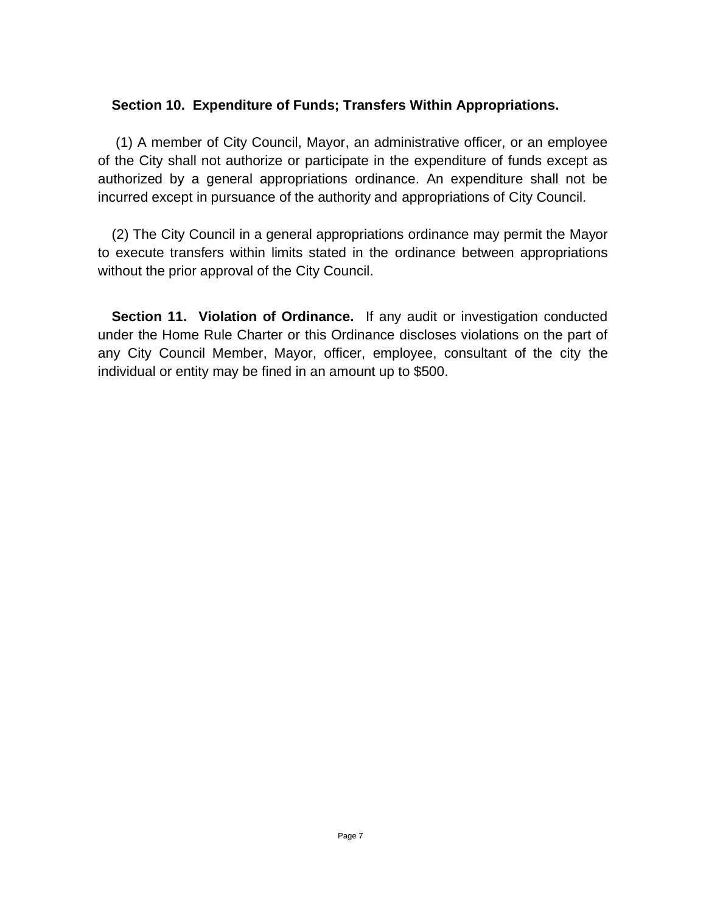**Section 10. Expenditure of Funds; Transfers Within Appropriations.**

(1) A member of City Council, Mayor, an administrative officer, or an employee of the City shall not authorize or participate in the expenditure of funds except as authorized by a general appropriations ordinance. An expenditure shall not be incurred except in pursuance of the authority and appropriations of City Council.

(2) The City Council in a general appropriations ordinance may permit the Mayor to execute transfers within limits stated in the ordinance between appropriations without the prior approval of the City Council.

**Section 11. Violation of Ordinance.** If any audit or investigation conducted under the Home Rule Charter or this Ordinance discloses violations on the part of any City Council Member, Mayor, officer, employee, consultant of the city the individual or entity may be fined in an amount up to $500.